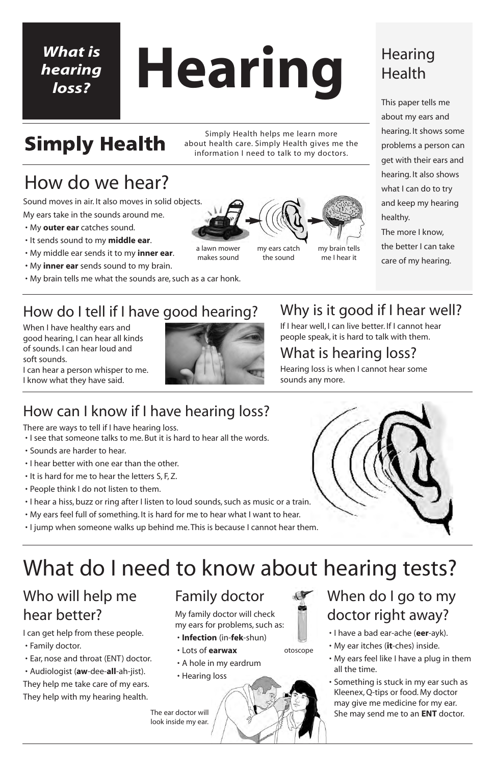*What is hearing loss?*

# Hearing

## Simply Health

Simply Health helps me learn more about health care. Simply Health gives me the information I need to talk to my doctors.

## Hearing Health

This paper tells me about my ears and hearing. It shows some problems a person can get with their ears and hearing. It also shows what I can do to try and keep my hearing healthy.

The more I know, the better I can take care of my hearing.

## How do we hear?

Sound moves in air. It also moves in solid objects.

My ears take in the sounds around me.

- My **outer ear** catches sound.
- It sends sound to my **middle ear**.
- My middle ear sends it to my **inner ear**.
- My **inner ear** sends sound to my brain.
- My brain tells me what the sounds are, such as a car honk.

a lawn mower makes sound → my ears catch the sound → my brain tells me I hear it

## How do I tell if I have good hearing?

When I have healthy ears and good hearing, I can hear all kinds of sounds. I can hear loud and soft sounds.

I can hear a person whisper to me. I know what they have said.

## Why is it good if I hear well?

If I hear well, I can live better. If I cannot hear people speak, it is hard to talk with them.

## What is hearing loss?

Hearing loss is when I cannot hear some sounds any more.

## How can I know if I have hearing loss?

There are ways to tell if I have hearing loss.

- I see that someone talks to me. But it is hard to hear all the words.
- Sounds are harder to hear.
- I hear better with one ear than the other.
- It is hard for me to hear the letters S, F, Z.
- People think I do not listen to them.
- I hear a hiss, buzz or ring after I listen to loud sounds, such as music or a train.
- My ears feel full of something. It is hard for me to hear what I want to hear.
- I jump when someone walks up behind me. This is because I cannot hear them.

# What do I need to know about hearing tests?

## Who will help me hear better?

I can get help from these people.

- Family doctor.
- Ear, nose and throat (ENT) doctor.
- Audiologist (**aw**-dee-**all**-ah-jist).

They help me take care of my ears. They help with my hearing health.

## Family doctor

My family doctor will check my ears for problems, such as:

- **Infection** (in-**fek**-shun)
- Lots of **earwax**
- A hole in my eardrum
- Hearing loss

otoscope

The ear doctor will look inside my ear.

## When do I go to my doctor right away?

- I have a bad ear-ache (**eer**-ayk).
- My ear itches (**it**-ches) inside.
- My ears feel like I have a plug in them all the time.
- Something is stuck in my ear such as Kleenex, Q-tips or food. My doctor may give me medicine for my ear. She may send me to an **ENT** doctor.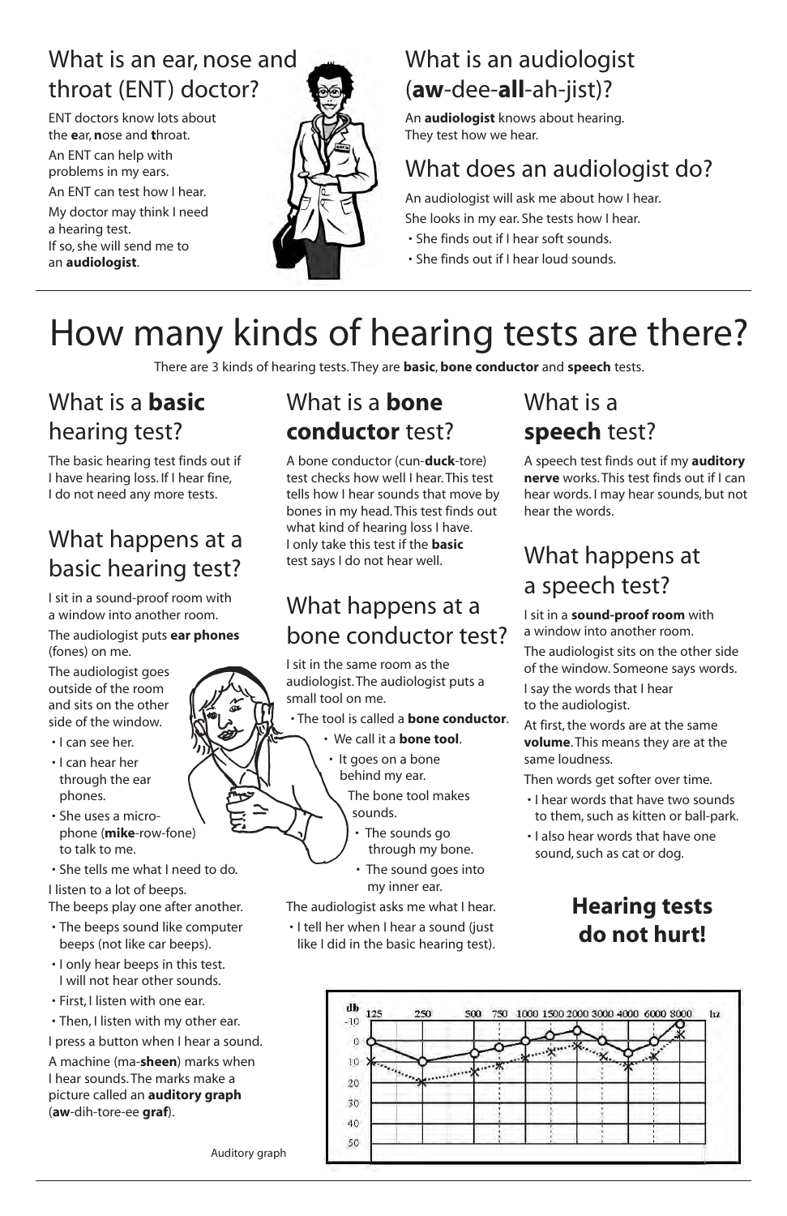## What is an ear, nose and throat (ENT) doctor?

ENT doctors know lots about the **e**ar, **n**ose and **t**hroat.

An ENT can help with problems in my ears.

An ENT can test how I hear.

My doctor may think I need a hearing test. If so, she will send me to an **audiologist**.

## What is an audiologist (**aw**-dee-**all**-ah-jist)?

An **audiologist** knows about hearing. They test how we hear.

## What does an audiologist do?

An audiologist will ask me about how I hear. She looks in my ear. She tests how I hear.

- She finds out if I hear soft sounds.
- She finds out if I hear loud sounds.

# How many kinds of hearing tests are there?

There are 3 kinds of hearing tests. They are **basic**, **bone conductor** and **speech** tests.

## What is a **basic** hearing test?

The basic hearing test finds out if I have hearing loss. If I hear fine, I do not need any more tests.

## What happens at a basic hearing test?

I sit in a sound-proof room with a window into another room.

The audiologist puts **ear phones** (fones) on me.

The audiologist goes outside of the room and sits on the other side of the window.

- I can see her.
- I can hear her through the ear phones.
- She uses a micro-phone (**mike**-row-fone) to talk to me.
- She tells me what I need to do.

I listen to a lot of beeps. The beeps play one after another.

- The beeps sound like computer beeps (not like car beeps).
- I only hear beeps in this test. I will not hear other sounds.
- First, I listen with one ear.
- Then, I listen with my other ear.

I press a button when I hear a sound.

A machine (ma-**sheen**) marks when I hear sounds. The marks make a picture called an **auditory graph** (**aw**-dih-tore-ee **graf**).

## What is a **bone conductor** test?

A bone conductor (cun-**duck**-tore) test checks how well I hear. This test tells how I hear sounds that move by bones in my head. This test finds out what kind of hearing loss I have. I only take this test if the **basic** test says I do not hear well.

## What happens at a bone conductor test?

I sit in the same room as the audiologist. The audiologist puts a small tool on me.

- The tool is called a **bone conductor**.
  - We call it a **bone tool**.
  - It goes on a bone behind my ear.

The bone tool makes sounds.

- The sounds go through my bone.
- The sound goes into my inner ear.

The audiologist asks me what I hear.

- I tell her when I hear a sound (just like I did in the basic hearing test).

## What is a **speech** test?

A speech test finds out if my **auditory nerve** works. This test finds out if I can hear words. I may hear sounds, but not hear the words.

## What happens at a speech test?

I sit in a **sound-proof room** with a window into another room.

The audiologist sits on the other side of the window. Someone says words.

I say the words that I hear to the audiologist.

At first, the words are at the same **volume**. This means they are at the same loudness.

Then words get softer over time.

- I hear words that have two sounds to them, such as kitten or ball-park.
- I also hear words that have one sound, such as cat or dog.

**Hearing tests do not hurt!**

Auditory graph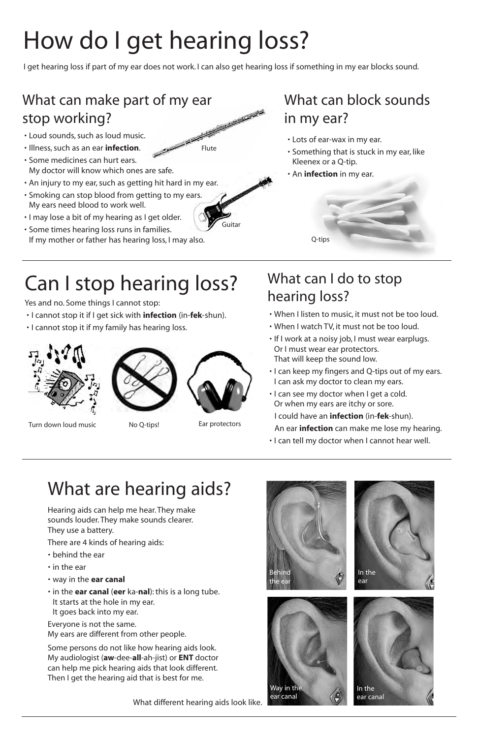# How do I get hearing loss?

I get hearing loss if part of my ear does not work. I can also get hearing loss if something in my ear blocks sound.

## What can make part of my ear stop working?

- Loud sounds, such as loud music.
- Illness, such as an ear **infection**.
- Some medicines can hurt ears. My doctor will know which ones are safe.
- An injury to my ear, such as getting hit hard in my ear.
- Smoking can stop blood from getting to my ears. My ears need blood to work well.
- I may lose a bit of my hearing as I get older.
- Some times hearing loss runs in families. If my mother or father has hearing loss, I may also.

Flute

Guitar

## What can block sounds in my ear?

- Lots of ear-wax in my ear.
- Something that is stuck in my ear, like Kleenex or a Q-tip.
- An **infection** in my ear.

Q-tips

# Can I stop hearing loss?

Yes and no. Some things I cannot stop:

- I cannot stop it if I get sick with **infection** (in-**fek**-shun).
- I cannot stop it if my family has hearing loss.

Turn down loud music

No Q-tips!

Ear protectors

## What can I do to stop hearing loss?

- When I listen to music, it must not be too loud.
- When I watch TV, it must not be too loud.
- If I work at a noisy job, I must wear earplugs. Or I must wear ear protectors. That will keep the sound low.
- I can keep my fingers and Q-tips out of my ears. I can ask my doctor to clean my ears.
- I can see my doctor when I get a cold. Or when my ears are itchy or sore. I could have an **infection** (in-**fek**-shun). An ear **infection** can make me lose my hearing.
- I can tell my doctor when I cannot hear well.

# What are hearing aids?

Hearing aids can help me hear. They make sounds louder. They make sounds clearer. They use a battery.

There are 4 kinds of hearing aids:

- behind the ear
- in the ear
- way in the **ear canal**
- in the **ear canal** (**eer** ka-**nal**): this is a long tube. It starts at the hole in my ear. It goes back into my ear.

Everyone is not the same. My ears are different from other people.

Some persons do not like how hearing aids look. My audiologist (**aw**-dee-**all**-ah-jist) or **ENT** doctor can help me pick hearing aids that look different. Then I get the hearing aid that is best for me.

Behind the ear

In the ear

Way in the ear canal

In the ear canal

What different hearing aids look like.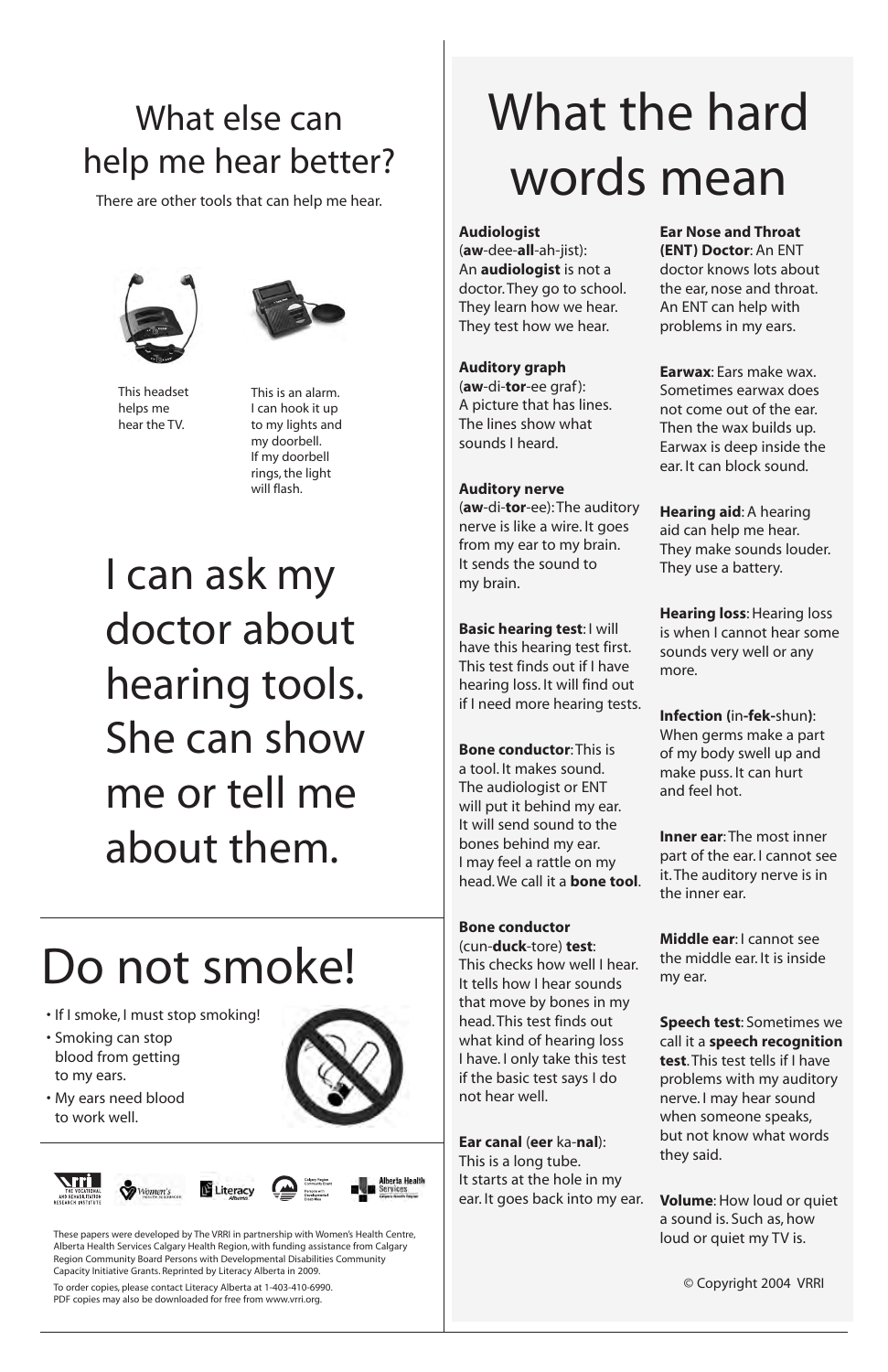## What else can help me hear better?

There are other tools that can help me hear.

This headset helps me hear the TV.

This is an alarm. I can hook it up to my lights and my doorbell. If my doorbell rings, the light will flash.

## I can ask my doctor about hearing tools. She can show me or tell me about them.

# Do not smoke!

- If I smoke, I must stop smoking!
- Smoking can stop blood from getting to my ears.
- My ears need blood to work well.

These papers were developed by The VRRI in partnership with Women's Health Centre, Alberta Health Services Calgary Health Region, with funding assistance from Calgary Region Community Board Persons with Developmental Disabilities Community Capacity Initiative Grants. Reprinted by Literacy Alberta in 2009.

To order copies, please contact Literacy Alberta at 1-403-410-6990. PDF copies may also be downloaded for free from www.vrri.org.

# What the hard words mean

**Audiologist** (**aw**-dee-**all**-ah-jist): An **audiologist** is not a doctor. They go to school. They learn how we hear. They test how we hear.

**Auditory graph** (**aw**-di-**tor**-ee graf): A picture that has lines. The lines show what sounds I heard.

**Auditory nerve** (**aw**-di-**tor**-ee): The auditory nerve is like a wire. It goes from my ear to my brain. It sends the sound to my brain.

**Basic hearing test**: I will have this hearing test first. This test finds out if I have hearing loss. It will find out if I need more hearing tests.

**Bone conductor**: This is a tool. It makes sound. The audiologist or ENT will put it behind my ear. It will send sound to the bones behind my ear. I may feel a rattle on my head. We call it a **bone tool**.

**Bone conductor** (cun-**duck**-tore) **test**: This checks how well I hear. It tells how I hear sounds that move by bones in my head. This test finds out what kind of hearing loss I have. I only take this test if the basic test says I do not hear well.

**Ear canal** (**eer** ka-**nal**): This is a long tube. It starts at the hole in my ear. It goes back into my ear.

**Ear Nose and Throat (ENT) Doctor**: An ENT doctor knows lots about the ear, nose and throat. An ENT can help with problems in my ears.

**Earwax**: Ears make wax. Sometimes earwax does not come out of the ear. Then the wax builds up. Earwax is deep inside the ear. It can block sound.

**Hearing aid**: A hearing aid can help me hear. They make sounds louder. They use a battery.

**Hearing loss**: Hearing loss is when I cannot hear some sounds very well or any more.

**Infection (**in-**fek-**shun**)**: When germs make a part of my body swell up and make puss. It can hurt and feel hot.

**Inner ear**: The most inner part of the ear. I cannot see it. The auditory nerve is in the inner ear.

**Middle ear**: I cannot see the middle ear. It is inside my ear.

**Speech test**: Sometimes we call it a **speech recognition test**. This test tells if I have problems with my auditory nerve. I may hear sound when someone speaks, but not know what words they said.

**Volume**: How loud or quiet a sound is. Such as, how loud or quiet my TV is.

© Copyright 2004 VRRI